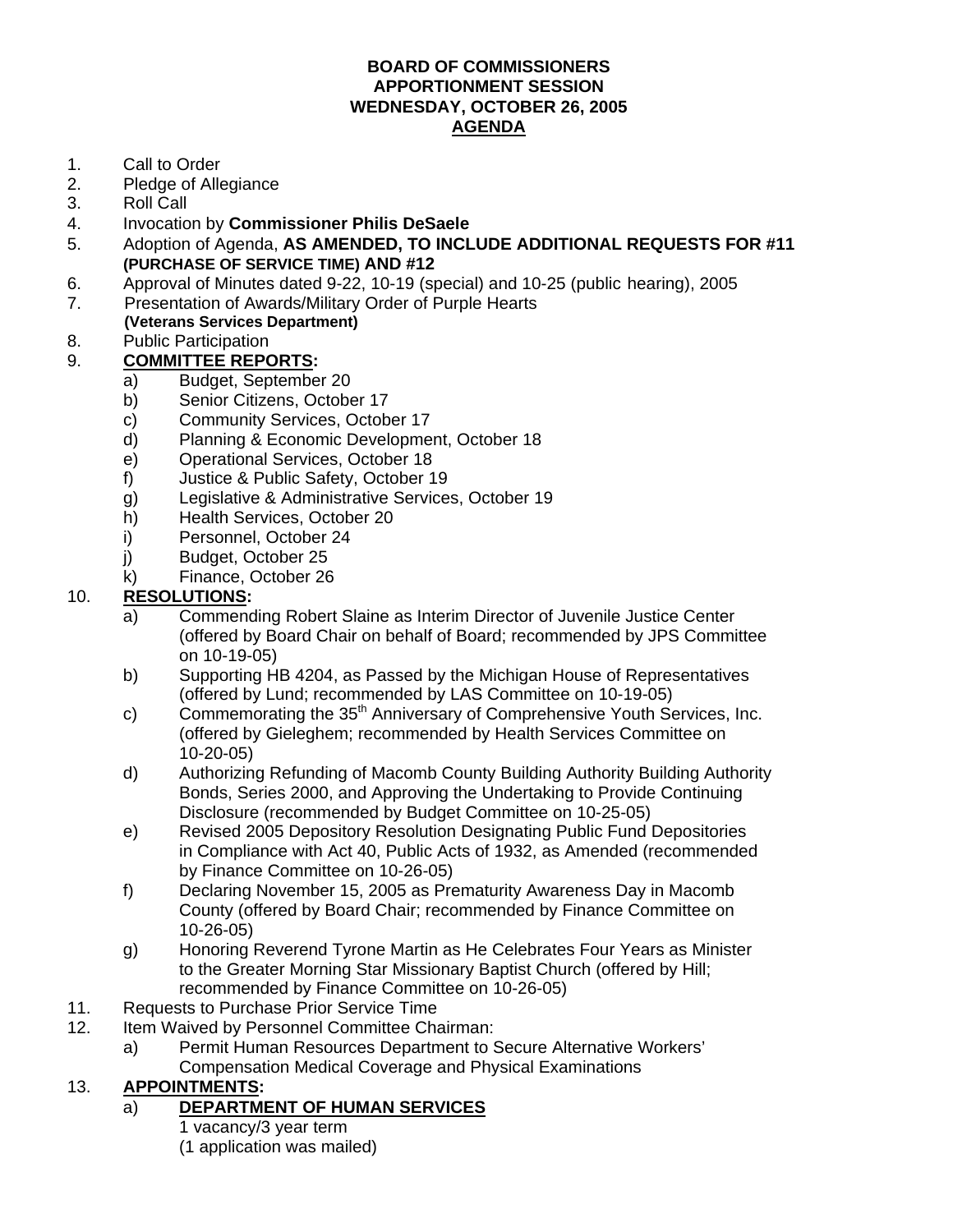**BOARD OF COMMISSIONERS**
**APPORTIONMENT SESSION**
**WEDNESDAY, OCTOBER 26, 2005**
**AGENDA**

1. Call to Order
2. Pledge of Allegiance
3. Roll Call
4. Invocation by **Commissioner Philis DeSaele**
5. Adoption of Agenda, **AS AMENDED, TO INCLUDE ADDITIONAL REQUESTS FOR #11 (PURCHASE OF SERVICE TIME) AND #12**
6. Approval of Minutes dated 9-22, 10-19 (special) and 10-25 (public hearing), 2005
7. Presentation of Awards/Military Order of Purple Hearts **(Veterans Services Department)**
8. Public Participation
9. **COMMITTEE REPORTS:**
   - a) Budget, September 20
   - b) Senior Citizens, October 17
   - c) Community Services, October 17
   - d) Planning & Economic Development, October 18
   - e) Operational Services, October 18
   - f) Justice & Public Safety, October 19
   - g) Legislative & Administrative Services, October 19
   - h) Health Services, October 20
   - i) Personnel, October 24
   - j) Budget, October 25
   - k) Finance, October 26
10. **RESOLUTIONS:**
    - a) Commending Robert Slaine as Interim Director of Juvenile Justice Center (offered by Board Chair on behalf of Board; recommended by JPS Committee on 10-19-05)
    - b) Supporting HB 4204, as Passed by the Michigan House of Representatives (offered by Lund; recommended by LAS Committee on 10-19-05)
    - c) Commemorating the 35th Anniversary of Comprehensive Youth Services, Inc. (offered by Gieleghem; recommended by Health Services Committee on 10-20-05)
    - d) Authorizing Refunding of Macomb County Building Authority Building Authority Bonds, Series 2000, and Approving the Undertaking to Provide Continuing Disclosure (recommended by Budget Committee on 10-25-05)
    - e) Revised 2005 Depository Resolution Designating Public Fund Depositories in Compliance with Act 40, Public Acts of 1932, as Amended (recommended by Finance Committee on 10-26-05)
    - f) Declaring November 15, 2005 as Prematurity Awareness Day in Macomb County (offered by Board Chair; recommended by Finance Committee on 10-26-05)
    - g) Honoring Reverend Tyrone Martin as He Celebrates Four Years as Minister to the Greater Morning Star Missionary Baptist Church (offered by Hill; recommended by Finance Committee on 10-26-05)
11. Requests to Purchase Prior Service Time
12. Item Waived by Personnel Committee Chairman:
    - a) Permit Human Resources Department to Secure Alternative Workers' Compensation Medical Coverage and Physical Examinations
13. **APPOINTMENTS:**
    - a) **DEPARTMENT OF HUMAN SERVICES**
      1 vacancy/3 year term
      (1 application was mailed)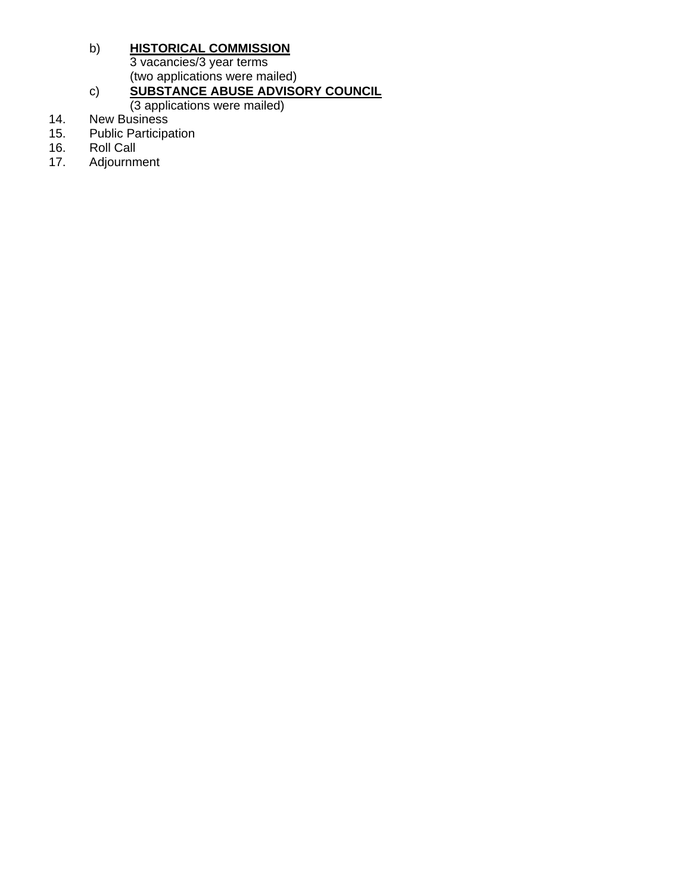b) **<u>HISTORICAL COMMISSION</u>**
   3 vacancies/3 year terms
   (two applications were mailed)

c) **<u>SUBSTANCE ABUSE ADVISORY COUNCIL</u>**
   (3 applications were mailed)

14. New Business
15. Public Participation
16. Roll Call
17. Adjournment